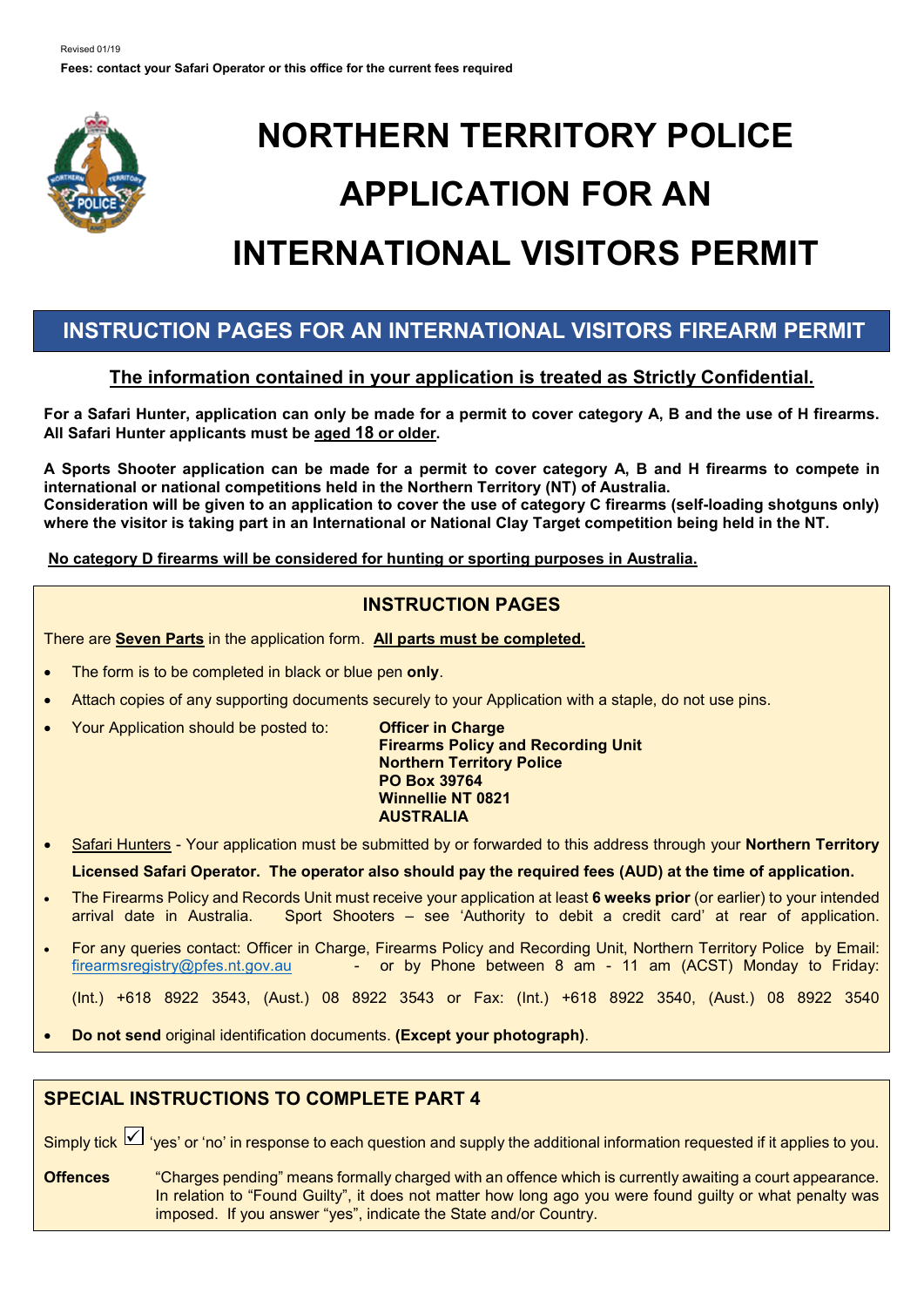Revised 01/19

**Fees: contact your Safari Operator or this office for the current fees required**

# NORTHERN TERRITORY POLICE APPLICATION FOR AN INTERNATIONAL VISITORS PERMIT

## INSTRUCTION PAGES FOR AN INTERNATIONAL VISITORS FIREARM PERMIT

**The information contained in your application is treated as Strictly Confidential.**

**For a Safari Hunter, application can only be made for a permit to cover category A, B and the use of H firearms. All Safari Hunter applicants must be aged 18 or older.**

**A Sports Shooter application can be made for a permit to cover category A, B and H firearms to compete in international or national competitions held in the Northern Territory (NT) of Australia. Consideration will be given to an application to cover the use of category C firearms (self-loading shotguns only) where the visitor is taking part in an International or National Clay Target competition being held in the NT.**

**No category D firearms will be considered for hunting or sporting purposes in Australia.**

### INSTRUCTION PAGES

There are **Seven Parts** in the application form. **All parts must be completed.**

- The form is to be completed in black or blue pen **only**.
- Attach copies of any supporting documents securely to your Application with a staple, do not use pins.
- Your Application should be posted to: **Officer in Charge, Firearms Policy and Recording Unit, Northern Territory Police, PO Box 39764, Winnellie NT 0821, AUSTRALIA**
- Safari Hunters - Your application must be submitted by or forwarded to this address through your **Northern Territory Licensed Safari Operator. The operator also should pay the required fees (AUD) at the time of application.**
- The Firearms Policy and Records Unit must receive your application at least **6 weeks prior** (or earlier) to your intended arrival date in Australia. Sport Shooters – see 'Authority to debit a credit card' at rear of application.
- For any queries contact: Officer in Charge, Firearms Policy and Recording Unit, Northern Territory Police by Email: firearmsregistry@pfes.nt.gov.au - or by Phone between 8 am - 11 am (ACST) Monday to Friday: (Int.) +618 8922 3543, (Aust.) 08 8922 3543 or Fax: (Int.) +618 8922 3540, (Aust.) 08 8922 3540
- **Do not send** original identification documents. **(Except your photograph)**.

### SPECIAL INSTRUCTIONS TO COMPLETE PART 4

Simply tick ☑ 'yes' or 'no' in response to each question and supply the additional information requested if it applies to you.

**Offences** "Charges pending" means formally charged with an offence which is currently awaiting a court appearance. In relation to "Found Guilty", it does not matter how long ago you were found guilty or what penalty was imposed. If you answer "yes", indicate the State and/or Country.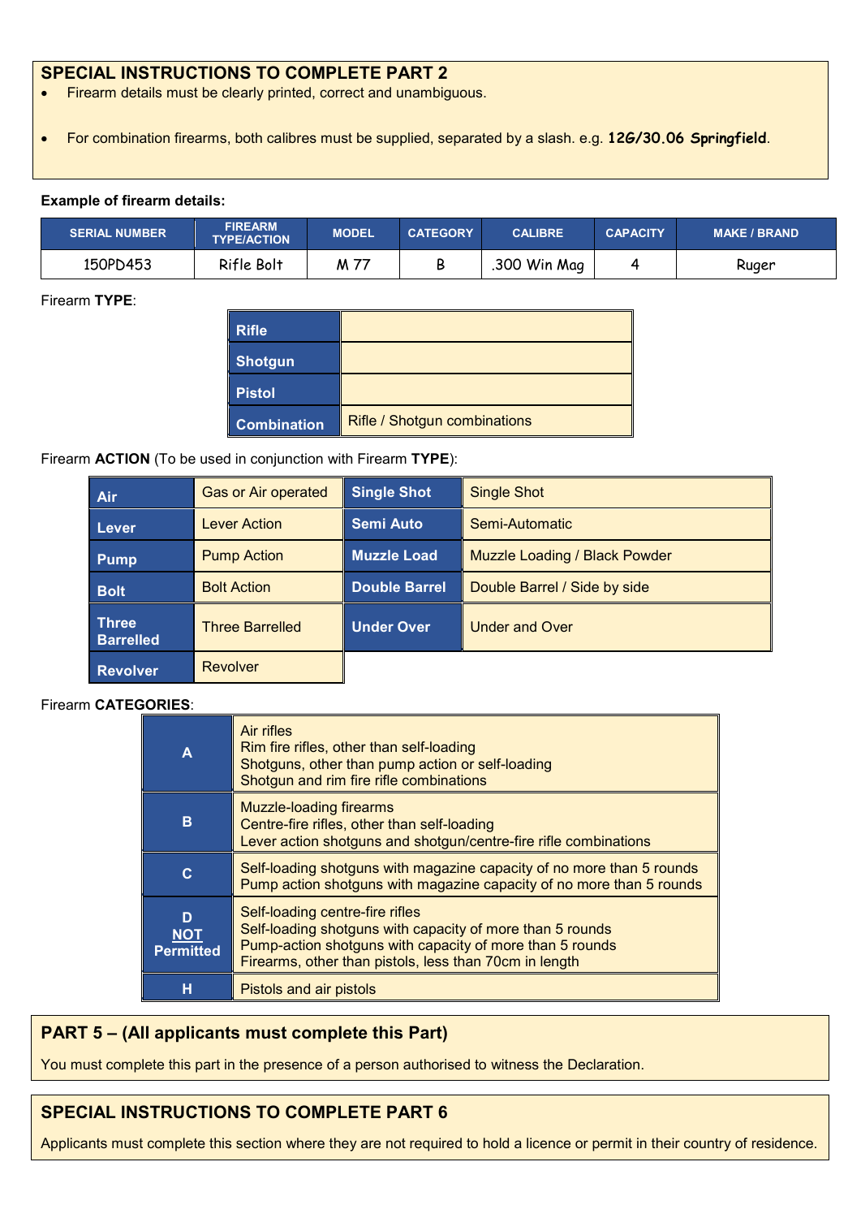## SPECIAL INSTRUCTIONS TO COMPLETE PART 2

- Firearm details must be clearly printed, correct and unambiguous.
- For combination firearms, both calibres must be supplied, separated by a slash. e.g. **12G/30.06 Springfield**.

**Example of firearm details:**

| SERIAL NUMBER | FIREARM TYPE/ACTION | MODEL | CATEGORY | CALIBRE | CAPACITY | MAKE / BRAND |
|---|---|---|---|---|---|---|
| 150PD453 | Rifle Bolt | M 77 | B | .300 Win Mag | 4 | Ruger |

Firearm **TYPE**:

| | |
|---|---|
| **Rifle** | |
| **Shotgun** | |
| **Pistol** | |
| **Combination** | Rifle / Shotgun combinations |

Firearm **ACTION** (To be used in conjunction with Firearm **TYPE**):

| | | | |
|---|---|---|---|
| **Air** | Gas or Air operated | **Single Shot** | Single Shot |
| **Lever** | Lever Action | **Semi Auto** | Semi-Automatic |
| **Pump** | Pump Action | **Muzzle Load** | Muzzle Loading / Black Powder |
| **Bolt** | Bolt Action | **Double Barrel** | Double Barrel / Side by side |
| **Three Barrelled** | Three Barrelled | **Under Over** | Under and Over |
| **Revolver** | Revolver | | |

Firearm **CATEGORIES**:

| | |
|---|---|
| **A** | Air rifles<br>Rim fire rifles, other than self-loading<br>Shotguns, other than pump action or self-loading<br>Shotgun and rim fire rifle combinations |
| **B** | Muzzle-loading firearms<br>Centre-fire rifles, other than self-loading<br>Lever action shotguns and shotgun/centre-fire rifle combinations |
| **C** | Self-loading shotguns with magazine capacity of no more than 5 rounds<br>Pump action shotguns with magazine capacity of no more than 5 rounds |
| **D NOT Permitted** | Self-loading centre-fire rifles<br>Self-loading shotguns with capacity of more than 5 rounds<br>Pump-action shotguns with capacity of more than 5 rounds<br>Firearms, other than pistols, less than 70cm in length |
| **H** | Pistols and air pistols |

## PART 5 – (All applicants must complete this Part)

You must complete this part in the presence of a person authorised to witness the Declaration.

## SPECIAL INSTRUCTIONS TO COMPLETE PART 6

Applicants must complete this section where they are not required to hold a licence or permit in their country of residence.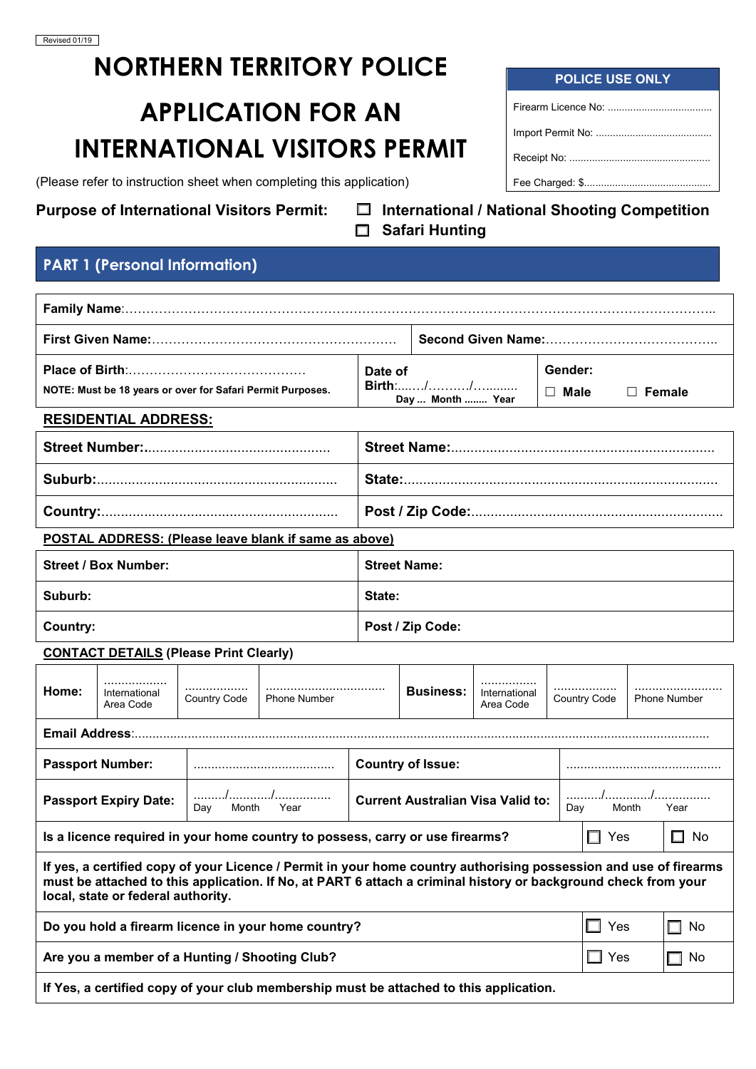Revised 01/19

# NORTHERN TERRITORY POLICE

# APPLICATION FOR AN INTERNATIONAL VISITORS PERMIT

(Please refer to instruction sheet when completing this application)

| POLICE USE ONLY |
|---|
| Firearm Licence No: ..................................... |
| Import Permit No: ......................................... |
| Receipt No: .................................................. |
| Fee Charged: $............................................. |

**Purpose of International Visitors Permit:** ☐ **International / National Shooting Competition** ☐ **Safari Hunting**

## PART 1 (Personal Information)

| | | |
|---|---|---|
| **Family Name**:…………………………………………………………………………………………………………………….. | | |
| **First Given Name:**……………………………………………………. | **Second Given Name:**………………………………….. | |
| **Place of Birth**:……………………………………<br>**NOTE: Must be 18 years or over for Safari Permit Purposes.** | **Date of Birth**:……./………./………..<br>**Day ... Month ........ Year** | **Gender:**<br>☐ **Male** ☐ **Female** |

**RESIDENTIAL ADDRESS:**

| | |
|---|---|
| **Street Number:**............................................... | **Street Name:**.................................................................. |
| **Suburb:**.............................................................. | **State:**............................................................................... |
| **Country:**........................................................... | **Post / Zip Code:**............................................................... |

**POSTAL ADDRESS: (Please leave blank if same as above)**

| | |
|---|---|
| **Street / Box Number:** | **Street Name:** |
| **Suburb:** | **State:** |
| **Country:** | **Post / Zip Code:** |

**CONTACT DETAILS** (Please Print Clearly)

| | | | | | | | |
|---|---|---|---|---|---|---|---|
| **Home:** | ................. International Area Code | ................. Country Code | ................................ Phone Number | **Business:** | ............... International Area Code | ................. Country Code | ........................ Phone Number |
| **Email Address**:........................................................................................................................................ | | | | | | | |

| | | | |
|---|---|---|---|
| **Passport Number:** | ........................................ | **Country of Issue:** | ........................................... |
| **Passport Expiry Date:** | ........./.........../............... Day Month Year | **Current Australian Visa Valid to:** | ........./.........../............... Day Month Year |

| | | |
|---|---|---|
| **Is a licence required in your home country to possess, carry or use firearms?** | ☐ Yes | ☐ No |
| **If yes, a certified copy of your Licence / Permit in your home country authorising possession and use of firearms must be attached to this application. If No, at PART 6 attach a criminal history or background check from your local, state or federal authority.** | | |
| **Do you hold a firearm licence in your home country?** | ☐ Yes | ☐ No |
| **Are you a member of a Hunting / Shooting Club?** | ☐ Yes | ☐ No |
| **If Yes, a certified copy of your club membership must be attached to this application.** | | |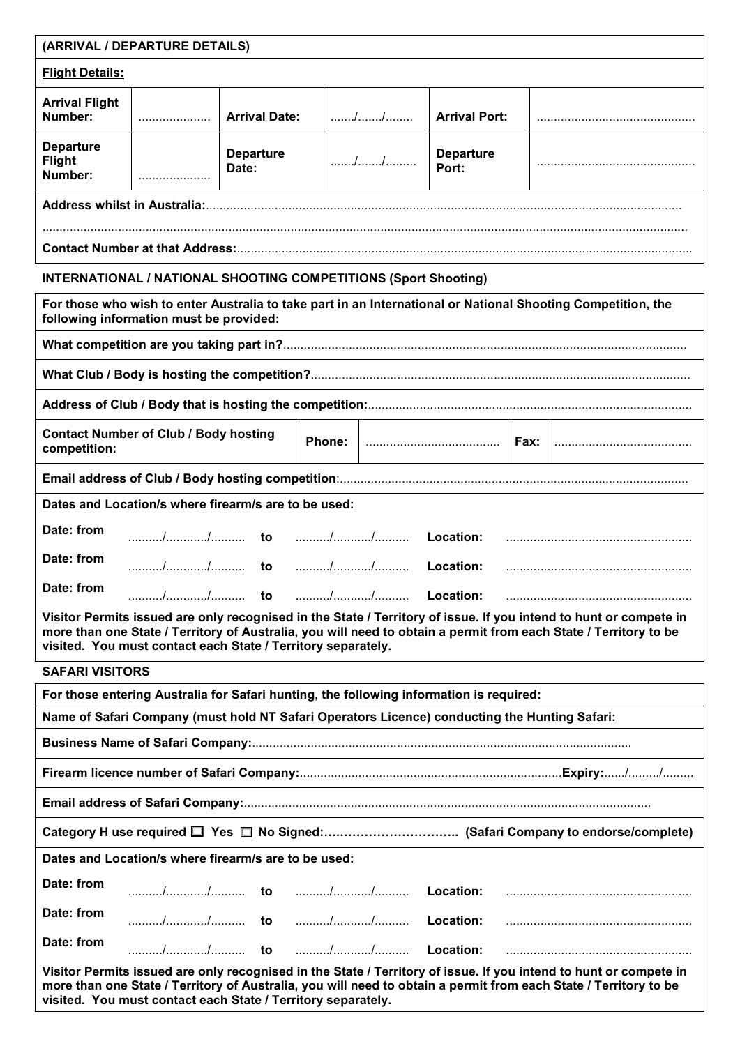**(ARRIVAL / DEPARTURE DETAILS)**

**Flight Details:**

| **Arrival Flight Number:** | .................... | **Arrival Date:** | ......./......./........ | **Arrival Port:** | ............................................. |
|---|---|---|---|---|---|
| **Departure Flight Number:** | .................... | **Departure Date:** | ......./......./......... | **Departure Port:** | ............................................. |

**Address whilst in Australia:**.......................................................................................................................................

.......................................................................................................................................................................

**Contact Number at that Address:**..................................................................................................................................

**INTERNATIONAL / NATIONAL SHOOTING COMPETITIONS (Sport Shooting)**

**For those who wish to enter Australia to take part in an International or National Shooting Competition, the following information must be provided:**

**What competition are you taking part in?**....................................................................................................................

**What Club / Body is hosting the competition?**.............................................................................................................

**Address of Club / Body that is hosting the competition:**.............................................................................................

| **Contact Number of Club / Body hosting competition:** | **Phone:** | ....................................... | **Fax:** | ........................................ |
|---|---|---|---|---|

**Email address of Club / Body hosting competition**:....................................................................................................

**Dates and Location/s where firearm/s are to be used:**

**Date: from** ........../............/.......... **to** ........../.........../.......... **Location:** ......................................................

**Date: from** ........../............/.......... **to** ........../.........../.......... **Location:** ......................................................

**Date: from** ........../............/.......... **to** ........../.........../.......... **Location:** ......................................................

**Visitor Permits issued are only recognised in the State / Territory of issue. If you intend to hunt or compete in more than one State / Territory of Australia, you will need to obtain a permit from each State / Territory to be visited. You must contact each State / Territory separately.**

**SAFARI VISITORS**

**For those entering Australia for Safari hunting, the following information is required:**

**Name of Safari Company (must hold NT Safari Operators Licence) conducting the Hunting Safari:**

**Business Name of Safari Company:**.............................................................................................................

**Firearm licence number of Safari Company:**............................................................................**Expiry:**....../........./.........

**Email address of Safari Company:**....................................................................................................................

**Category H use required ☐ Yes ☐ No Signed:………………………….. (Safari Company to endorse/complete)**

**Dates and Location/s where firearm/s are to be used:**

**Date: from** ........../............/.......... **to** ........../.........../.......... **Location:** ......................................................

**Date: from** ........../............/.......... **to** ........../.........../.......... **Location:** ......................................................

**Date: from** ........../............/.......... **to** ........../.........../.......... **Location:** ......................................................

**Visitor Permits issued are only recognised in the State / Territory of issue. If you intend to hunt or compete in more than one State / Territory of Australia, you will need to obtain a permit from each State / Territory to be visited. You must contact each State / Territory separately.**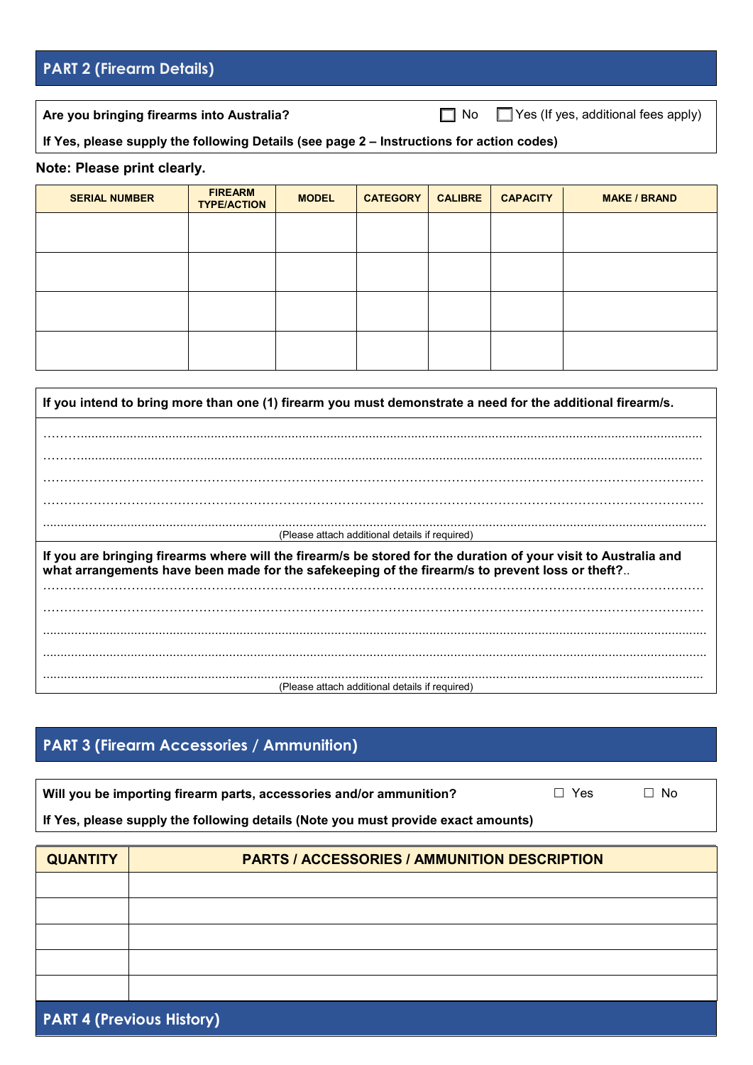## PART 2 (Firearm Details)

**Are you bringing firearms into Australia?** ☐ No ☐ Yes (If yes, additional fees apply)

**If Yes, please supply the following Details (see page 2 – Instructions for action codes)**

**Note: Please print clearly.**

| SERIAL NUMBER | FIREARM TYPE/ACTION | MODEL | CATEGORY | CALIBRE | CAPACITY | MAKE / BRAND |
|---|---|---|---|---|---|---|
| | | | | | | |
| | | | | | | |
| | | | | | | |
| | | | | | | |

**If you intend to bring more than one (1) firearm you must demonstrate a need for the additional firearm/s.**

……………………………………………………………………………………………………………………………

……………………………………………………………………………………………………………………………

……………………………………………………………………………………………………………………………

……………………………………………………………………………………………………………………………

……………………………………………………………………………………………………………………………

(Please attach additional details if required)

**If you are bringing firearms where will the firearm/s be stored for the duration of your visit to Australia and what arrangements have been made for the safekeeping of the firearm/s to prevent loss or theft?**..

……………………………………………………………………………………………………………………………

……………………………………………………………………………………………………………………………

……………………………………………………………………………………………………………………………

……………………………………………………………………………………………………………………………

……………………………………………………………………………………………………………………………

(Please attach additional details if required)

## PART 3 (Firearm Accessories / Ammunition)

**Will you be importing firearm parts, accessories and/or ammunition?** ☐ Yes ☐ No

**If Yes, please supply the following details (Note you must provide exact amounts)**

| QUANTITY | PARTS / ACCESSORIES / AMMUNITION DESCRIPTION |
|---|---|
| | |
| | |
| | |
| | |
| | |

## PART 4 (Previous History)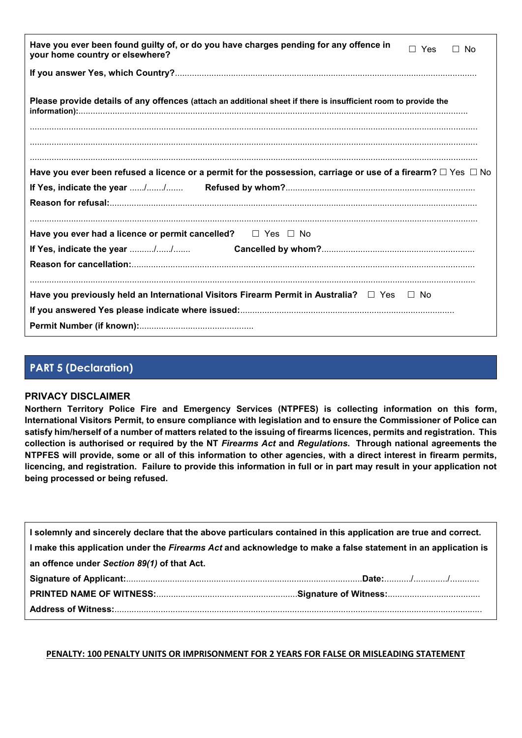**Have you ever been found guilty of, or do you have charges pending for any offence in your home country or elsewhere?** ☐ Yes ☐ No

**If you answer Yes, which Country?**..........................................................................................................................

**Please provide details of any offences** (attach an additional sheet if there is insufficient room to provide the information):..........................................................................................................................................................

...................................................................................................................................................................................

...................................................................................................................................................................................

...................................................................................................................................................................................

**Have you ever been refused a licence or a permit for the possession, carriage or use of a firearm?** ☐ Yes ☐ No

**If Yes, indicate the year** ....../......./....... **Refused by whom?**.............................................................................

**Reason for refusal:**.....................................................................................................................................................

...................................................................................................................................................................................

**Have you ever had a licence or permit cancelled?** ☐ Yes ☐ No

**If Yes, indicate the year** ........../....../....... **Cancelled by whom?**..............................................................

**Reason for cancellation:**...........................................................................................................................................

...................................................................................................................................................................................

**Have you previously held an International Visitors Firearm Permit in Australia?** ☐ Yes ☐ No

**If you answered Yes please indicate where issued:**.......................................................................................

**Permit Number (if known):**...............................................

## PART 5 (Declaration)

**PRIVACY DISCLAIMER**

**Northern Territory Police Fire and Emergency Services (NTPFES) is collecting information on this form, International Visitors Permit, to ensure compliance with legislation and to ensure the Commissioner of Police can satisfy him/herself of a number of matters related to the issuing of firearms licences, permits and registration. This collection is authorised or required by the NT *Firearms Act* and *Regulations*. Through national agreements the NTPFES will provide, some or all of this information to other agencies, with a direct interest in firearm permits, licencing, and registration. Failure to provide this information in full or in part may result in your application not being processed or being refused.**

**I solemnly and sincerely declare that the above particulars contained in this application are true and correct.**

**I make this application under the *Firearms Act* and acknowledge to make a false statement in an application is an offence under *Section 89(1)* of that Act.**

**Signature of Applicant:**................................................................................................**Date:**.........../............./............

**PRINTED NAME OF WITNESS:**.........................................................**Signature of Witness:**......................................

**Address of Witness:**....................................................................................................................................................

**PENALTY: 100 PENALTY UNITS OR IMPRISONMENT FOR 2 YEARS FOR FALSE OR MISLEADING STATEMENT**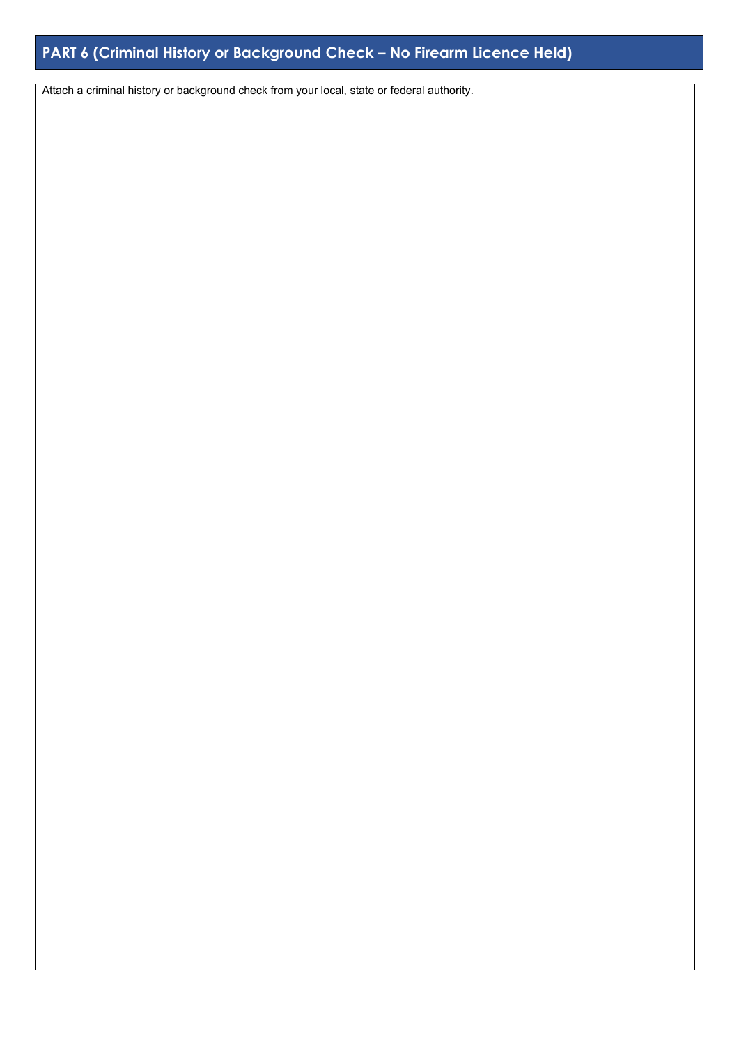## PART 6 (Criminal History or Background Check – No Firearm Licence Held)

Attach a criminal history or background check from your local, state or federal authority.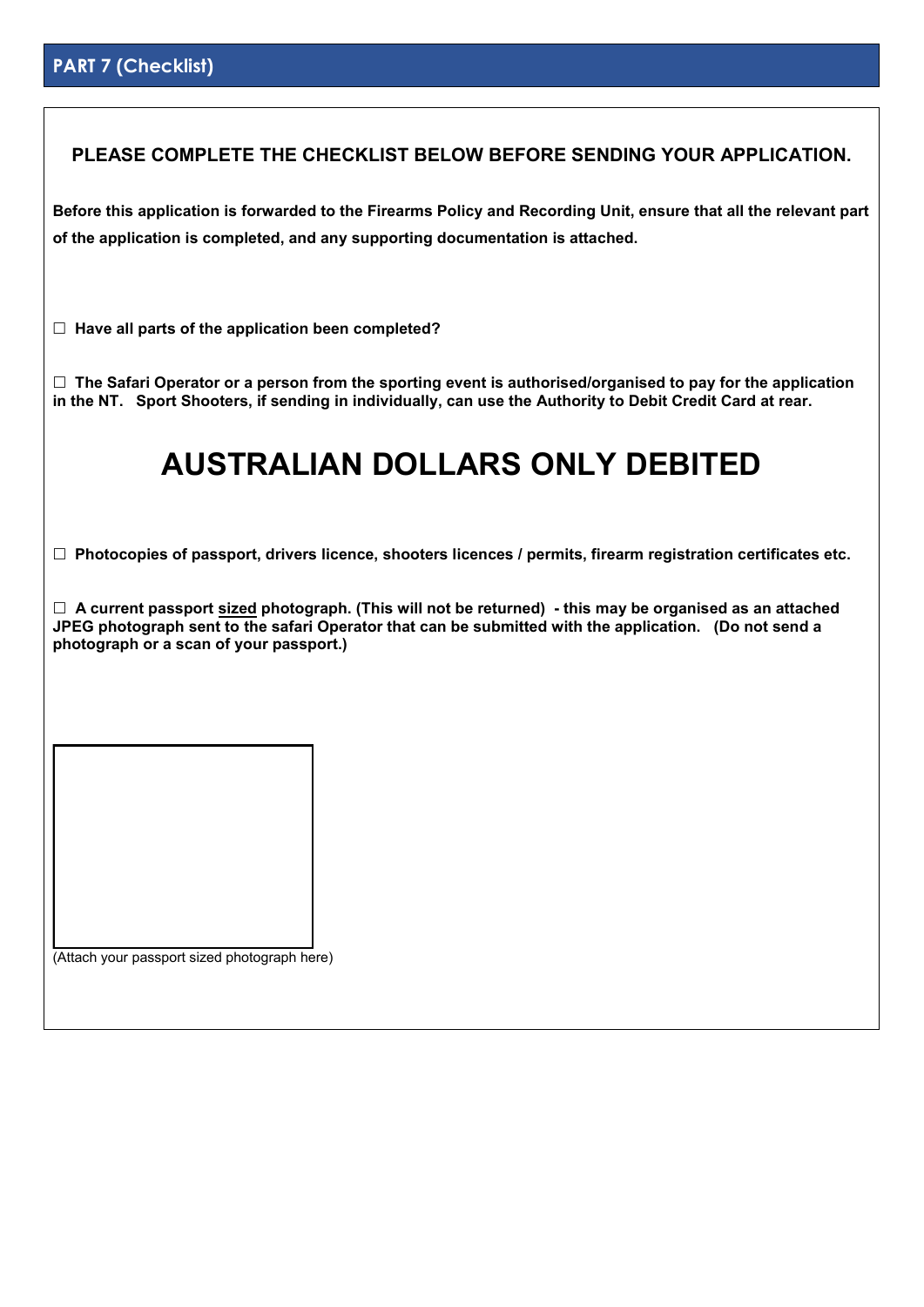## PART 7 (Checklist)

**PLEASE COMPLETE THE CHECKLIST BELOW BEFORE SENDING YOUR APPLICATION.**

**Before this application is forwarded to the Firearms Policy and Recording Unit, ensure that all the relevant part of the application is completed, and any supporting documentation is attached.**

☐ **Have all parts of the application been completed?**

☐ **The Safari Operator or a person from the sporting event is authorised/organised to pay for the application in the NT. Sport Shooters, if sending in individually, can use the Authority to Debit Credit Card at rear.**

# AUSTRALIAN DOLLARS ONLY DEBITED

☐ **Photocopies of passport, drivers licence, shooters licences / permits, firearm registration certificates etc.**

☐ **A current passport sized photograph. (This will not be returned) - this may be organised as an attached JPEG photograph sent to the safari Operator that can be submitted with the application. (Do not send a photograph or a scan of your passport.)**

(Attach your passport sized photograph here)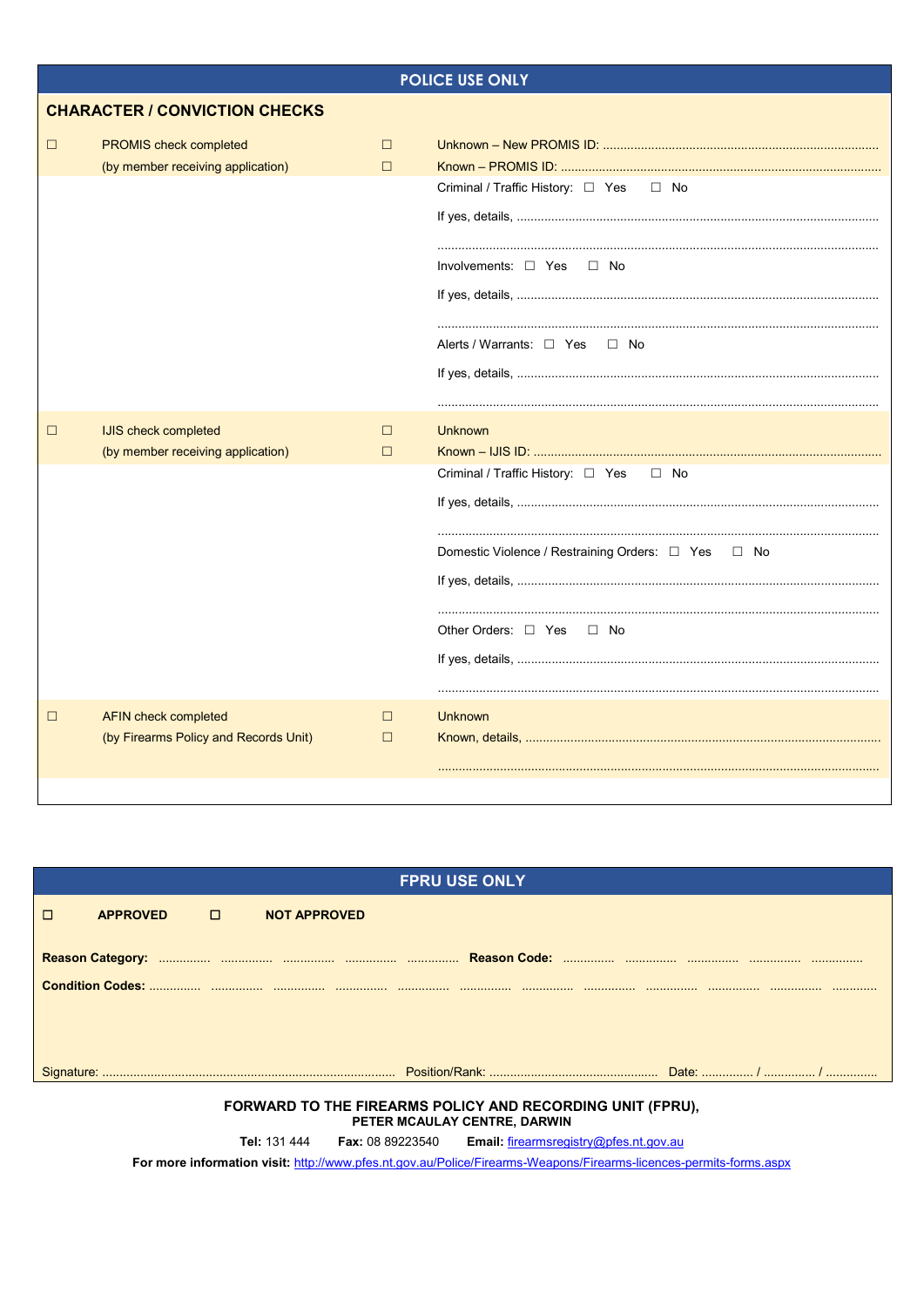## POLICE USE ONLY

### CHARACTER / CONVICTION CHECKS

| | | | |
|---|---|---|---|
| ☐ | PROMIS check completed (by member receiving application) | ☐<br>☐ | Unknown – New PROMIS ID: ..........................................................................<br>Known – PROMIS ID: ................................................................................. |
| | | | Criminal / Traffic History: ☐ Yes ☐ No<br>If yes, details, ..........................................................................................<br>.................................................................................................................. |
| | | | Involvements: ☐ Yes ☐ No<br>If yes, details, ..........................................................................................<br>.................................................................................................................. |
| | | | Alerts / Warrants: ☐ Yes ☐ No<br>If yes, details, ..........................................................................................<br>.................................................................................................................. |
| ☐ | IJIS check completed (by member receiving application) | ☐<br>☐ | Unknown<br>Known – IJIS ID: ........................................................................................ |
| | | | Criminal / Traffic History: ☐ Yes ☐ No<br>If yes, details, ..........................................................................................<br>.................................................................................................................. |
| | | | Domestic Violence / Restraining Orders: ☐ Yes ☐ No<br>If yes, details, ..........................................................................................<br>.................................................................................................................. |
| | | | Other Orders: ☐ Yes ☐ No<br>If yes, details, ..........................................................................................<br>.................................................................................................................. |
| ☐ | AFIN check completed (by Firearms Policy and Records Unit) | ☐<br>☐ | Unknown<br>Known, details, .........................................................................................<br>.................................................................................................................. |

## FPRU USE ONLY

☐ **APPROVED** ☐ **NOT APPROVED**

**Reason Category:** .............. .............. .............. .............. .............. **Reason Code:** .............. .............. .............. .............. ..............

**Condition Codes:** .............. .............. .............. .............. .............. .............. .............. .............. .............. .............. .............. ..............

Signature: ..................................................................................... Position/Rank: ................................................ Date: .............. / .............. / ..............

**FORWARD TO THE FIREARMS POLICY AND RECORDING UNIT (FPRU), PETER MCAULAY CENTRE, DARWIN**

**Tel:** 131 444 **Fax:** 08 89223540 **Email:** firearmsregistry@pfes.nt.gov.au

**For more information visit:** http://www.pfes.nt.gov.au/Police/Firearms-Weapons/Firearms-licences-permits-forms.aspx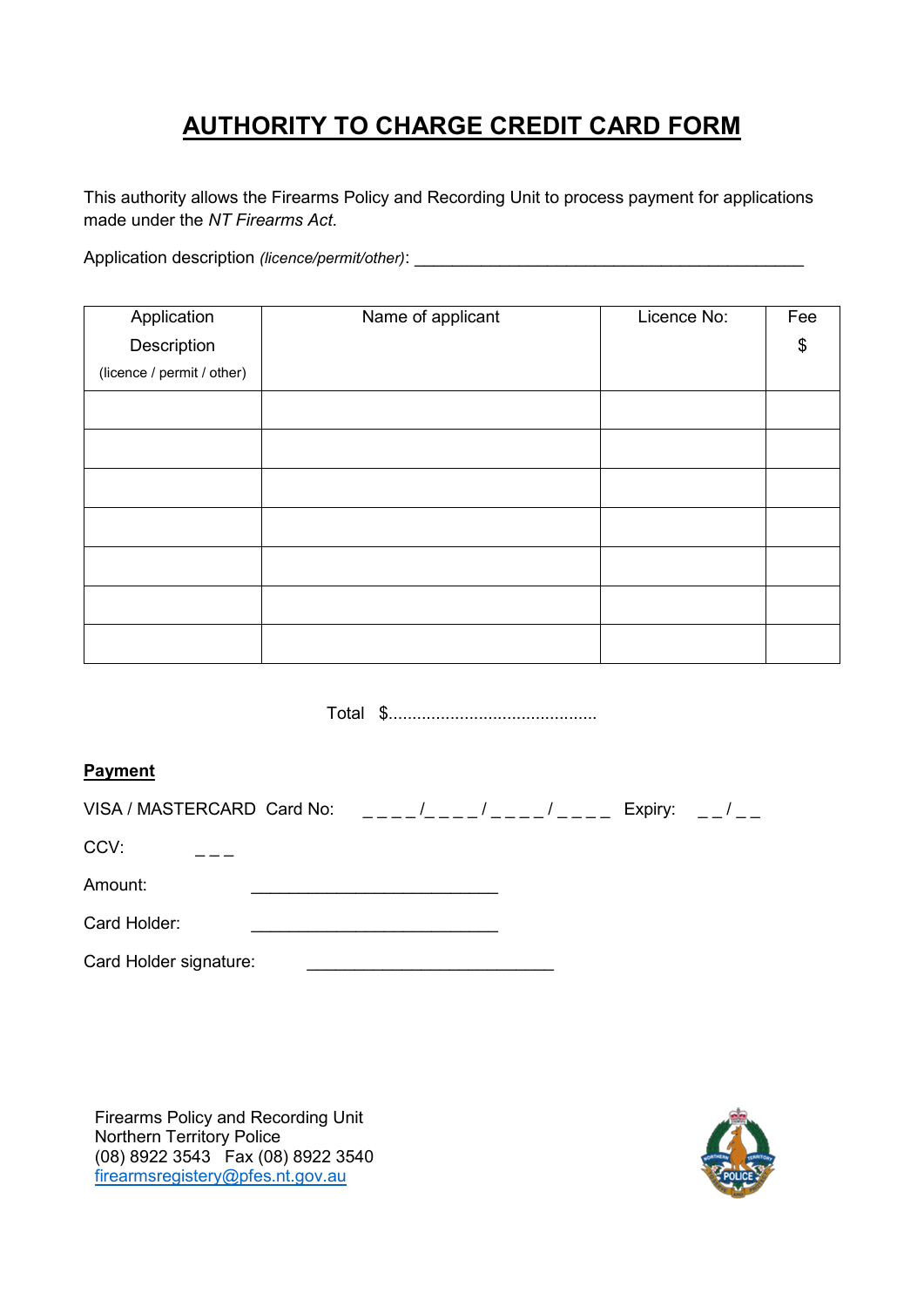# AUTHORITY TO CHARGE CREDIT CARD FORM

This authority allows the Firearms Policy and Recording Unit to process payment for applications made under the *NT Firearms Act*.

Application description *(licence/permit/other)*: ___________________________________________

| Application Description (licence / permit / other) | Name of applicant | Licence No: | Fee $ |
|---|---|---|---|
| | | | |
| | | | |
| | | | |
| | | | |
| | | | |
| | | | |
| | | | |

Total $............................................

**Payment**

VISA / MASTERCARD Card No: _ _ _ _/_ _ _ _/ _ _ _ _/ _ _ _ _ Expiry: _ _/ _ _

CCV: _ _ _

Amount: ___________________________

Card Holder: ___________________________

Card Holder signature: ___________________________

Firearms Policy and Recording Unit
Northern Territory Police
(08) 8922 3543 Fax (08) 8922 3540
firearmsregistery@pfes.nt.gov.au